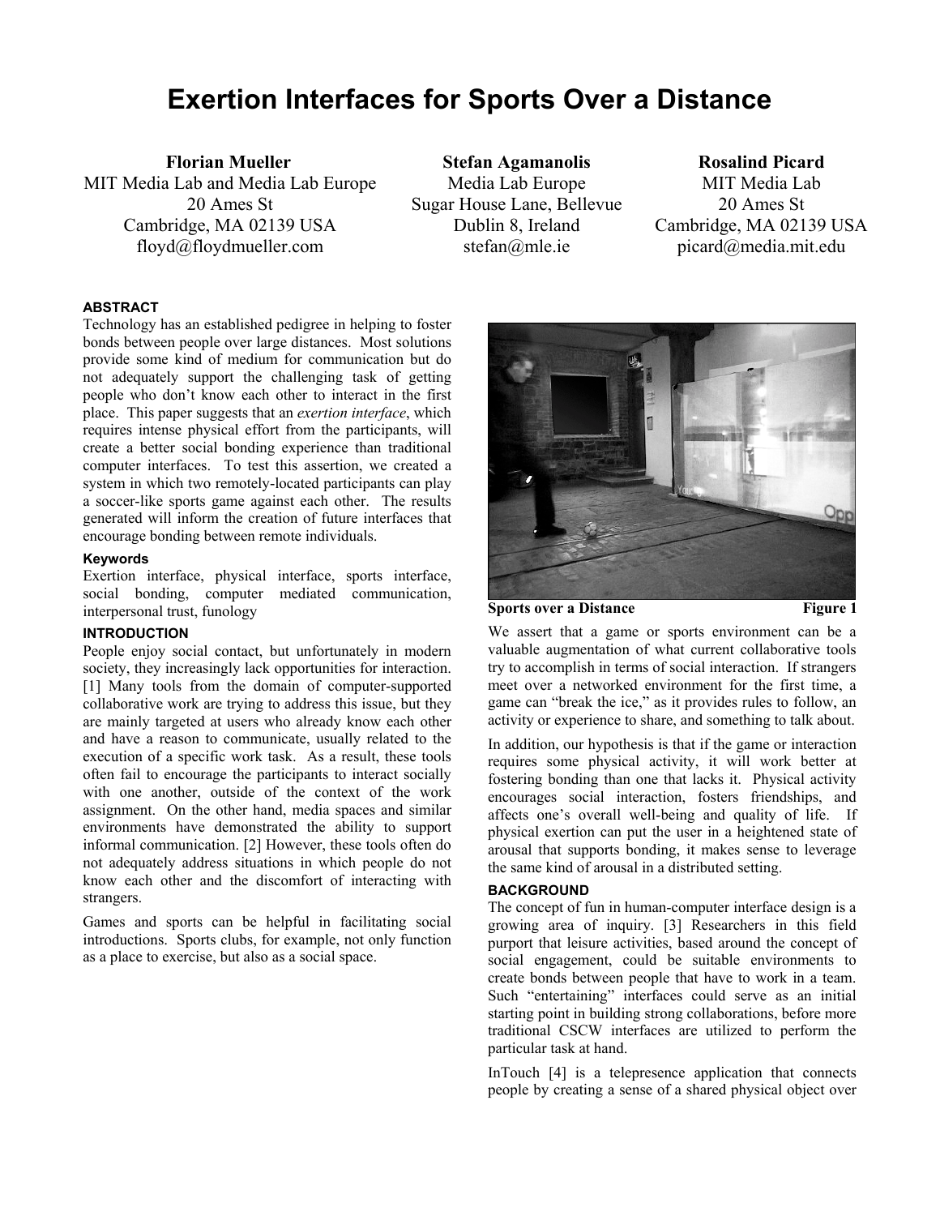# Exertion Interfaces for Sports Over a Distance

**Florian Mueller**
MIT Media Lab and Media Lab Europe
20 Ames St
Cambridge, MA 02139 USA
floyd@floydmueller.com

**Stefan Agamanolis**
Media Lab Europe
Sugar House Lane, Bellevue
Dublin 8, Ireland
stefan@mle.ie

**Rosalind Picard**
MIT Media Lab
20 Ames St
Cambridge, MA 02139 USA
picard@media.mit.edu

## ABSTRACT

Technology has an established pedigree in helping to foster bonds between people over large distances. Most solutions provide some kind of medium for communication but do not adequately support the challenging task of getting people who don't know each other to interact in the first place. This paper suggests that an *exertion interface*, which requires intense physical effort from the participants, will create a better social bonding experience than traditional computer interfaces. To test this assertion, we created a system in which two remotely-located participants can play a soccer-like sports game against each other. The results generated will inform the creation of future interfaces that encourage bonding between remote individuals.

### Keywords

Exertion interface, physical interface, sports interface, social bonding, computer mediated communication, interpersonal trust, funology

## INTRODUCTION

People enjoy social contact, but unfortunately in modern society, they increasingly lack opportunities for interaction. [1] Many tools from the domain of computer-supported collaborative work are trying to address this issue, but they are mainly targeted at users who already know each other and have a reason to communicate, usually related to the execution of a specific work task. As a result, these tools often fail to encourage the participants to interact socially with one another, outside of the context of the work assignment. On the other hand, media spaces and similar environments have demonstrated the ability to support informal communication. [2] However, these tools often do not adequately address situations in which people do not know each other and the discomfort of interacting with strangers.

Games and sports can be helpful in facilitating social introductions. Sports clubs, for example, not only function as a place to exercise, but also as a social space.

**Sports over a Distance** **Figure 1**

We assert that a game or sports environment can be a valuable augmentation of what current collaborative tools try to accomplish in terms of social interaction. If strangers meet over a networked environment for the first time, a game can "break the ice," as it provides rules to follow, an activity or experience to share, and something to talk about.

In addition, our hypothesis is that if the game or interaction requires some physical activity, it will work better at fostering bonding than one that lacks it. Physical activity encourages social interaction, fosters friendships, and affects one's overall well-being and quality of life. If physical exertion can put the user in a heightened state of arousal that supports bonding, it makes sense to leverage the same kind of arousal in a distributed setting.

## BACKGROUND

The concept of fun in human-computer interface design is a growing area of inquiry. [3] Researchers in this field purport that leisure activities, based around the concept of social engagement, could be suitable environments to create bonds between people that have to work in a team. Such "entertaining" interfaces could serve as an initial starting point in building strong collaborations, before more traditional CSCW interfaces are utilized to perform the particular task at hand.

InTouch [4] is a telepresence application that connects people by creating a sense of a shared physical object over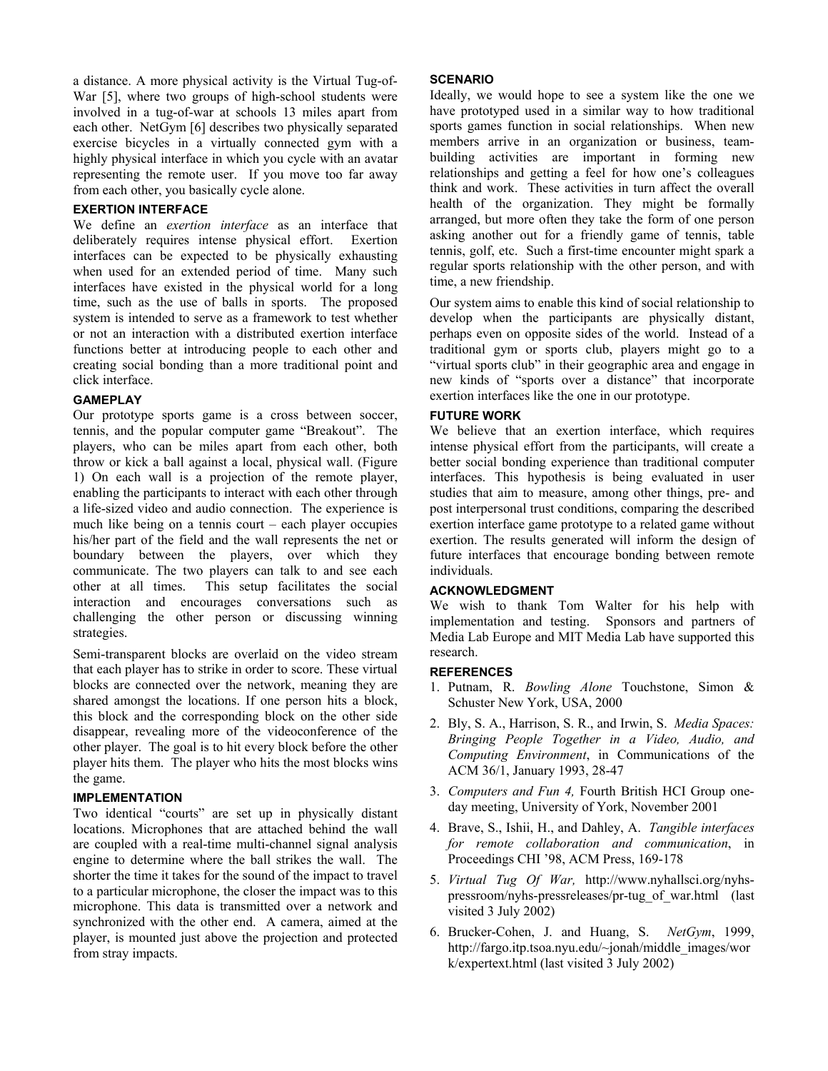a distance. A more physical activity is the Virtual Tug-of-War [5], where two groups of high-school students were involved in a tug-of-war at schools 13 miles apart from each other. NetGym [6] describes two physically separated exercise bicycles in a virtually connected gym with a highly physical interface in which you cycle with an avatar representing the remote user. If you move too far away from each other, you basically cycle alone.

### EXERTION INTERFACE

We define an *exertion interface* as an interface that deliberately requires intense physical effort. Exertion interfaces can be expected to be physically exhausting when used for an extended period of time. Many such interfaces have existed in the physical world for a long time, such as the use of balls in sports. The proposed system is intended to serve as a framework to test whether or not an interaction with a distributed exertion interface functions better at introducing people to each other and creating social bonding than a more traditional point and click interface.

### GAMEPLAY

Our prototype sports game is a cross between soccer, tennis, and the popular computer game "Breakout". The players, who can be miles apart from each other, both throw or kick a ball against a local, physical wall. (Figure 1) On each wall is a projection of the remote player, enabling the participants to interact with each other through a life-sized video and audio connection. The experience is much like being on a tennis court – each player occupies his/her part of the field and the wall represents the net or boundary between the players, over which they communicate. The two players can talk to and see each other at all times. This setup facilitates the social interaction and encourages conversations such as challenging the other person or discussing winning strategies.

Semi-transparent blocks are overlaid on the video stream that each player has to strike in order to score. These virtual blocks are connected over the network, meaning they are shared amongst the locations. If one person hits a block, this block and the corresponding block on the other side disappear, revealing more of the videoconference of the other player. The goal is to hit every block before the other player hits them. The player who hits the most blocks wins the game.

### IMPLEMENTATION

Two identical "courts" are set up in physically distant locations. Microphones that are attached behind the wall are coupled with a real-time multi-channel signal analysis engine to determine where the ball strikes the wall. The shorter the time it takes for the sound of the impact to travel to a particular microphone, the closer the impact was to this microphone. This data is transmitted over a network and synchronized with the other end. A camera, aimed at the player, is mounted just above the projection and protected from stray impacts.

### SCENARIO

Ideally, we would hope to see a system like the one we have prototyped used in a similar way to how traditional sports games function in social relationships. When new members arrive in an organization or business, team-building activities are important in forming new relationships and getting a feel for how one's colleagues think and work. These activities in turn affect the overall health of the organization. They might be formally arranged, but more often they take the form of one person asking another out for a friendly game of tennis, table tennis, golf, etc. Such a first-time encounter might spark a regular sports relationship with the other person, and with time, a new friendship.

Our system aims to enable this kind of social relationship to develop when the participants are physically distant, perhaps even on opposite sides of the world. Instead of a traditional gym or sports club, players might go to a "virtual sports club" in their geographic area and engage in new kinds of "sports over a distance" that incorporate exertion interfaces like the one in our prototype.

### FUTURE WORK

We believe that an exertion interface, which requires intense physical effort from the participants, will create a better social bonding experience than traditional computer interfaces. This hypothesis is being evaluated in user studies that aim to measure, among other things, pre- and post interpersonal trust conditions, comparing the described exertion interface game prototype to a related game without exertion. The results generated will inform the design of future interfaces that encourage bonding between remote individuals.

### ACKNOWLEDGMENT

We wish to thank Tom Walter for his help with implementation and testing. Sponsors and partners of Media Lab Europe and MIT Media Lab have supported this research.

### REFERENCES

1. Putnam, R. *Bowling Alone* Touchstone, Simon & Schuster New York, USA, 2000
2. Bly, S. A., Harrison, S. R., and Irwin, S. *Media Spaces: Bringing People Together in a Video, Audio, and Computing Environment*, in Communications of the ACM 36/1, January 1993, 28-47
3. *Computers and Fun 4,* Fourth British HCI Group one-day meeting, University of York, November 2001
4. Brave, S., Ishii, H., and Dahley, A. *Tangible interfaces for remote collaboration and communication*, in Proceedings CHI '98, ACM Press, 169-178
5. *Virtual Tug Of War,* http://www.nyhallsci.org/nyhs-pressroom/nyhs-pressreleases/pr-tug_of_war.html (last visited 3 July 2002)
6. Brucker-Cohen, J. and Huang, S. *NetGym*, 1999, http://fargo.itp.tsoa.nyu.edu/~jonah/middle_images/work/expertext.html (last visited 3 July 2002)